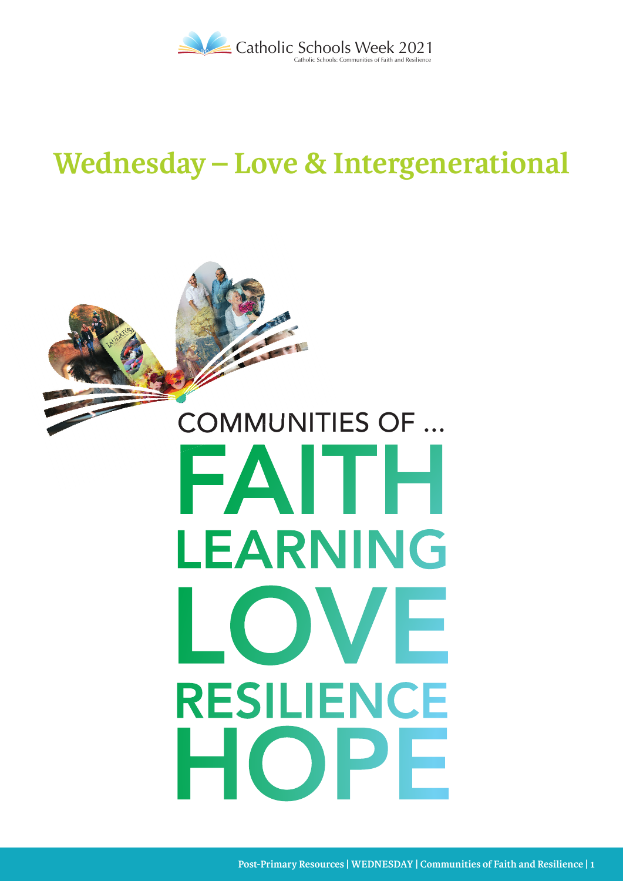Catholic Schools Week 2021

Catholic Schools: Communities of Faith and Resilience

# Wednesday – Love & Intergenerational

COMMUNITIES OF ...

FAITH

LEARNING

LOVE

RESILIENCE

HOPE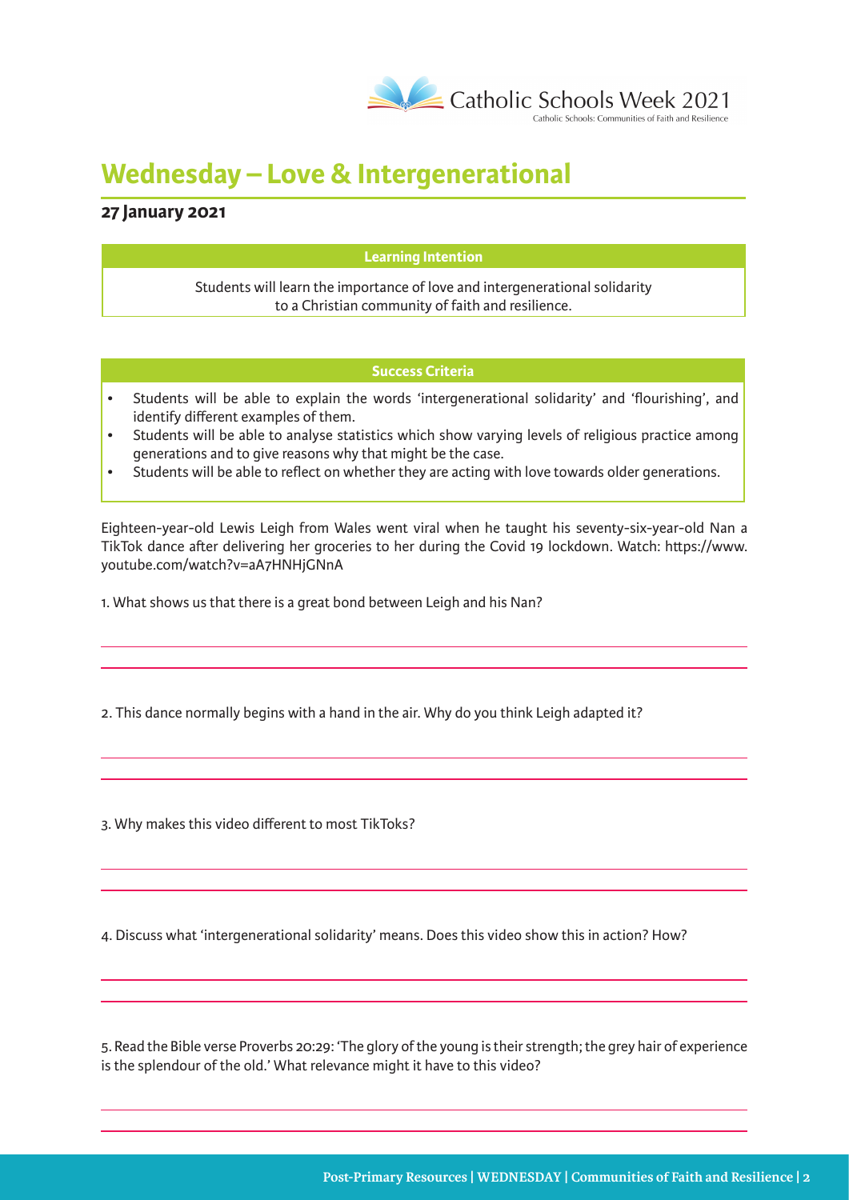# Wednesday – Love & Intergenerational

**27 January 2021**

**Learning Intention**

Students will learn the importance of love and intergenerational solidarity to a Christian community of faith and resilience.

**Success Criteria**

- Students will be able to explain the words 'intergenerational solidarity' and 'flourishing', and identify different examples of them.
- Students will be able to analyse statistics which show varying levels of religious practice among generations and to give reasons why that might be the case.
- Students will be able to reflect on whether they are acting with love towards older generations.

Eighteen-year-old Lewis Leigh from Wales went viral when he taught his seventy-six-year-old Nan a TikTok dance after delivering her groceries to her during the Covid 19 lockdown. Watch: https://www.youtube.com/watch?v=aA7HNHjGNnA

1. What shows us that there is a great bond between Leigh and his Nan?

2. This dance normally begins with a hand in the air. Why do you think Leigh adapted it?

3. Why makes this video different to most TikToks?

4. Discuss what 'intergenerational solidarity' means. Does this video show this in action? How?

5. Read the Bible verse Proverbs 20:29: 'The glory of the young is their strength; the grey hair of experience is the splendour of the old.' What relevance might it have to this video?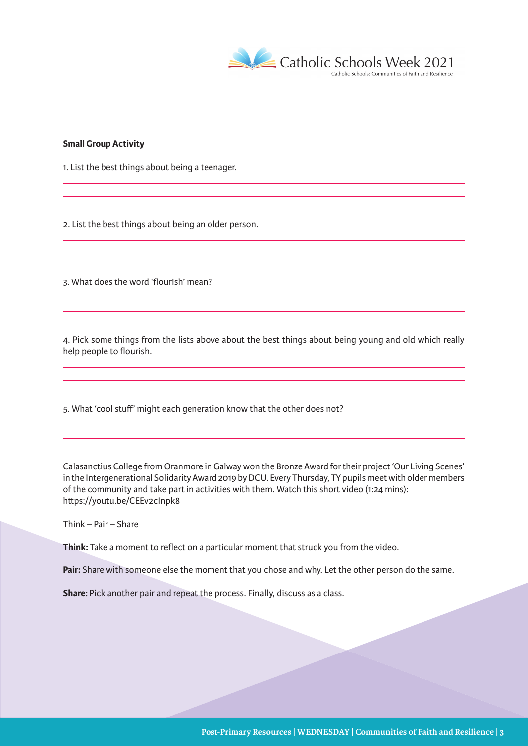**Small Group Activity**

1. List the best things about being a teenager.

2. List the best things about being an older person.

3. What does the word 'flourish' mean?

4. Pick some things from the lists above about the best things about being young and old which really help people to flourish.

5. What 'cool stuff' might each generation know that the other does not?

Calasanctius College from Oranmore in Galway won the Bronze Award for their project 'Our Living Scenes' in the Intergenerational Solidarity Award 2019 by DCU. Every Thursday, TY pupils meet with older members of the community and take part in activities with them. Watch this short video (1:24 mins): https://youtu.be/CEEv2cInpk8

Think – Pair – Share

**Think:** Take a moment to reflect on a particular moment that struck you from the video.

**Pair:** Share with someone else the moment that you chose and why. Let the other person do the same.

**Share:** Pick another pair and repeat the process. Finally, discuss as a class.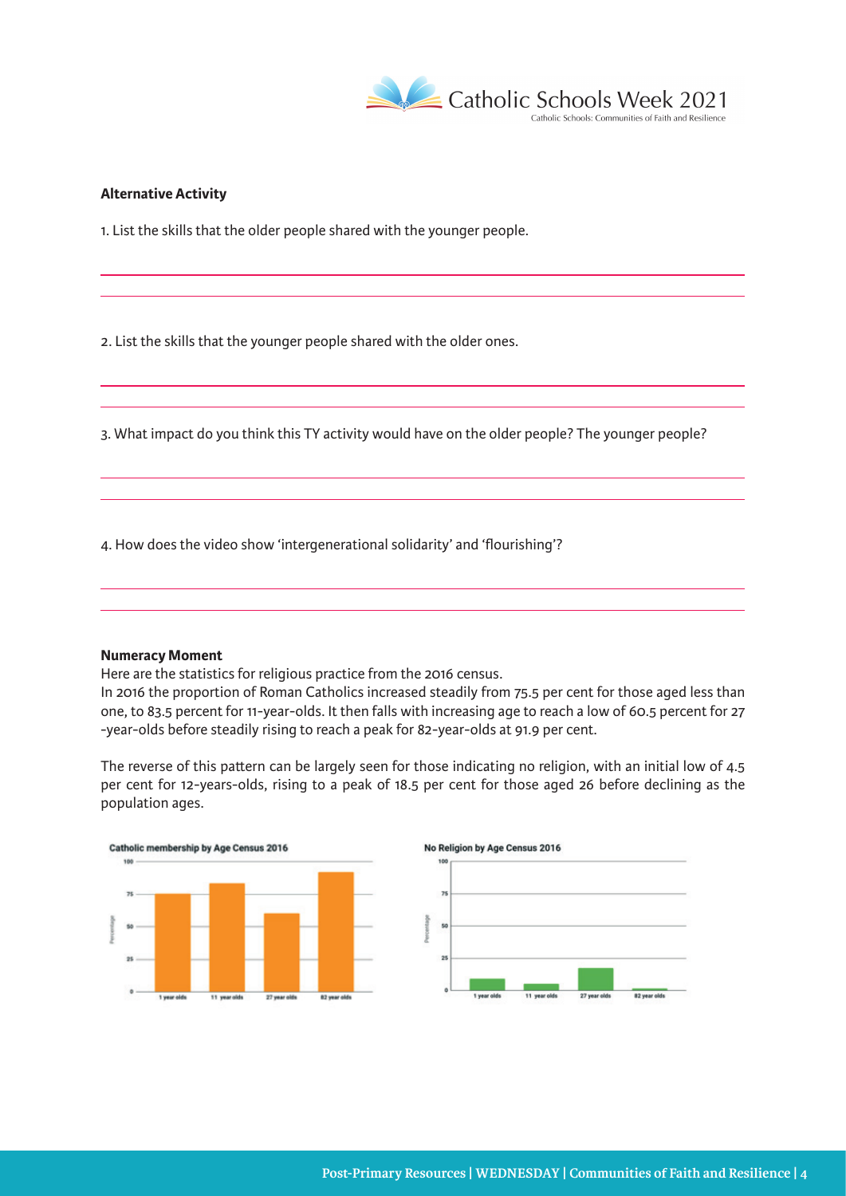**Alternative Activity**

1. List the skills that the older people shared with the younger people.

2. List the skills that the younger people shared with the older ones.

3. What impact do you think this TY activity would have on the older people? The younger people?

4. How does the video show 'intergenerational solidarity' and 'flourishing'?

**Numeracy Moment**

Here are the statistics for religious practice from the 2016 census.
In 2016 the proportion of Roman Catholics increased steadily from 75.5 per cent for those aged less than one, to 83.5 percent for 11-year-olds. It then falls with increasing age to reach a low of 60.5 percent for 27 -year-olds before steadily rising to reach a peak for 82-year-olds at 91.9 per cent.

The reverse of this pattern can be largely seen for those indicating no religion, with an initial low of 4.5 per cent for 12-years-olds, rising to a peak of 18.5 per cent for those aged 26 before declining as the population ages.

**Catholic membership by Age Census 2016**

**No Religion by Age Census 2016**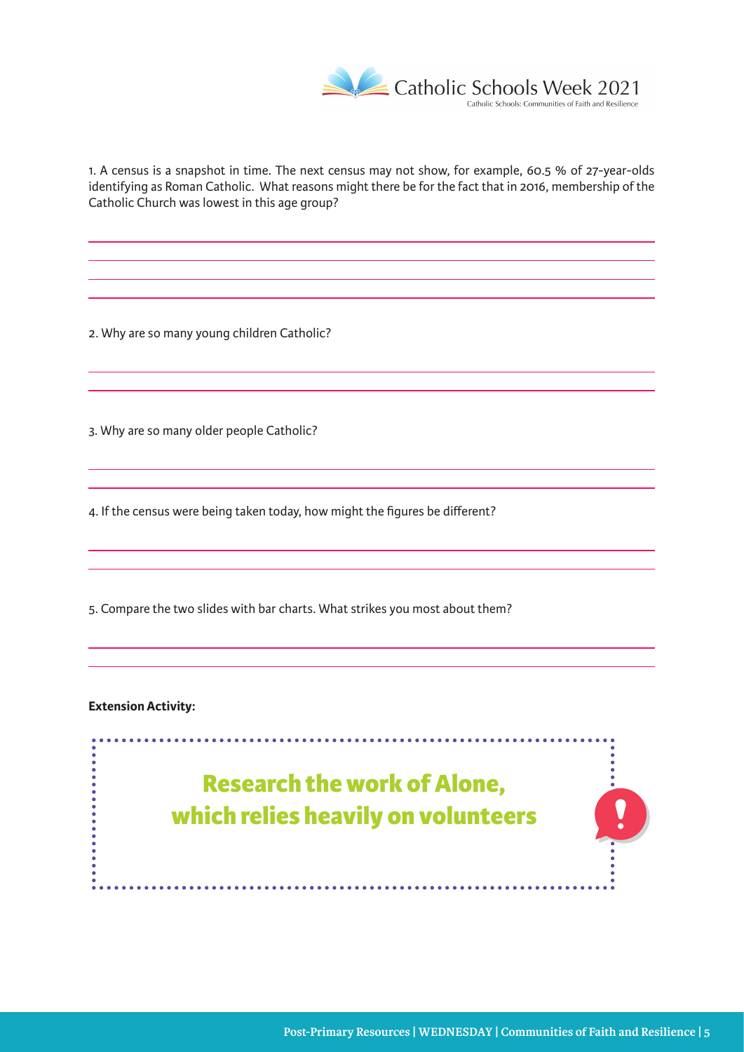1. A census is a snapshot in time. The next census may not show, for example, 60.5 % of 27-year-olds identifying as Roman Catholic. What reasons might there be for the fact that in 2016, membership of the Catholic Church was lowest in this age group?

2. Why are so many young children Catholic?

3. Why are so many older people Catholic?

4. If the census were being taken today, how might the figures be different?

5. Compare the two slides with bar charts. What strikes you most about them?

**Extension Activity:**

## Research the work of Alone, which relies heavily on volunteers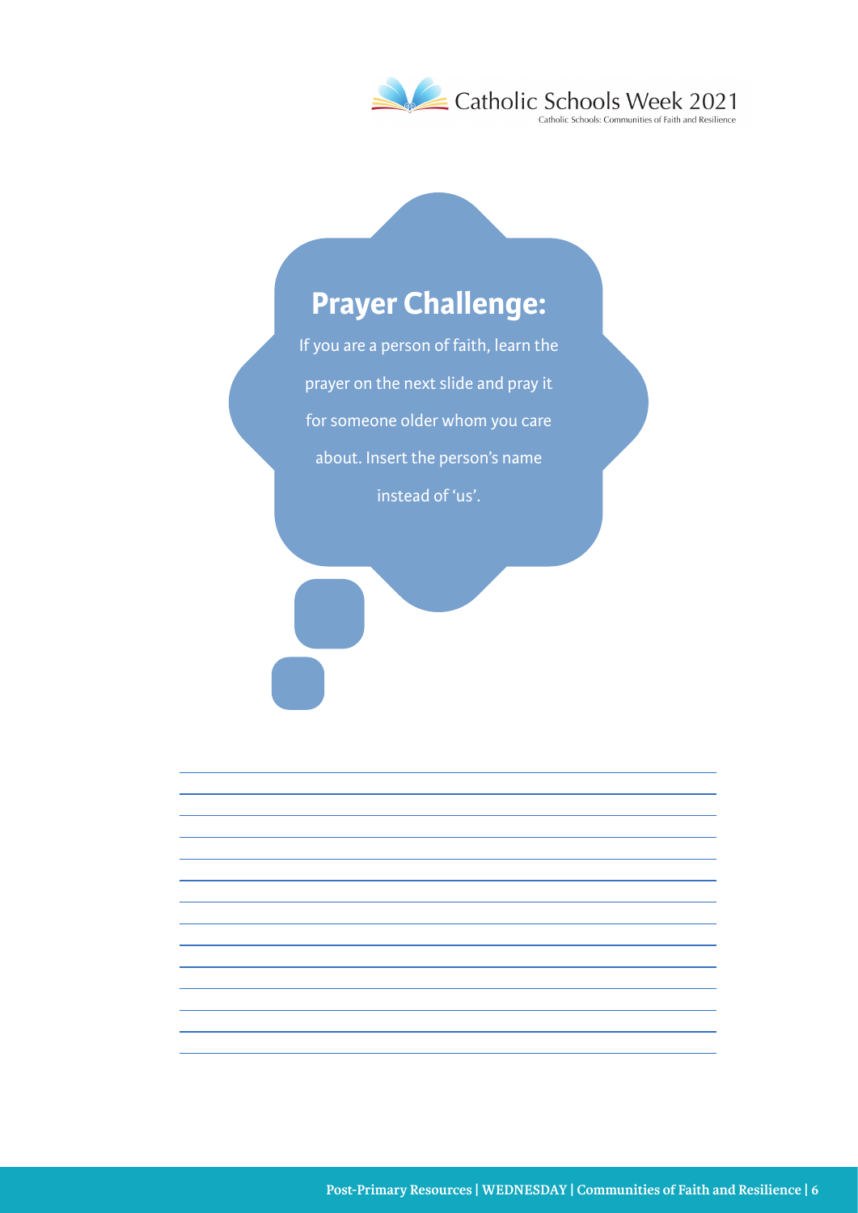## Prayer Challenge:

If you are a person of faith, learn the prayer on the next slide and pray it for someone older whom you care about. Insert the person's name instead of 'us'.